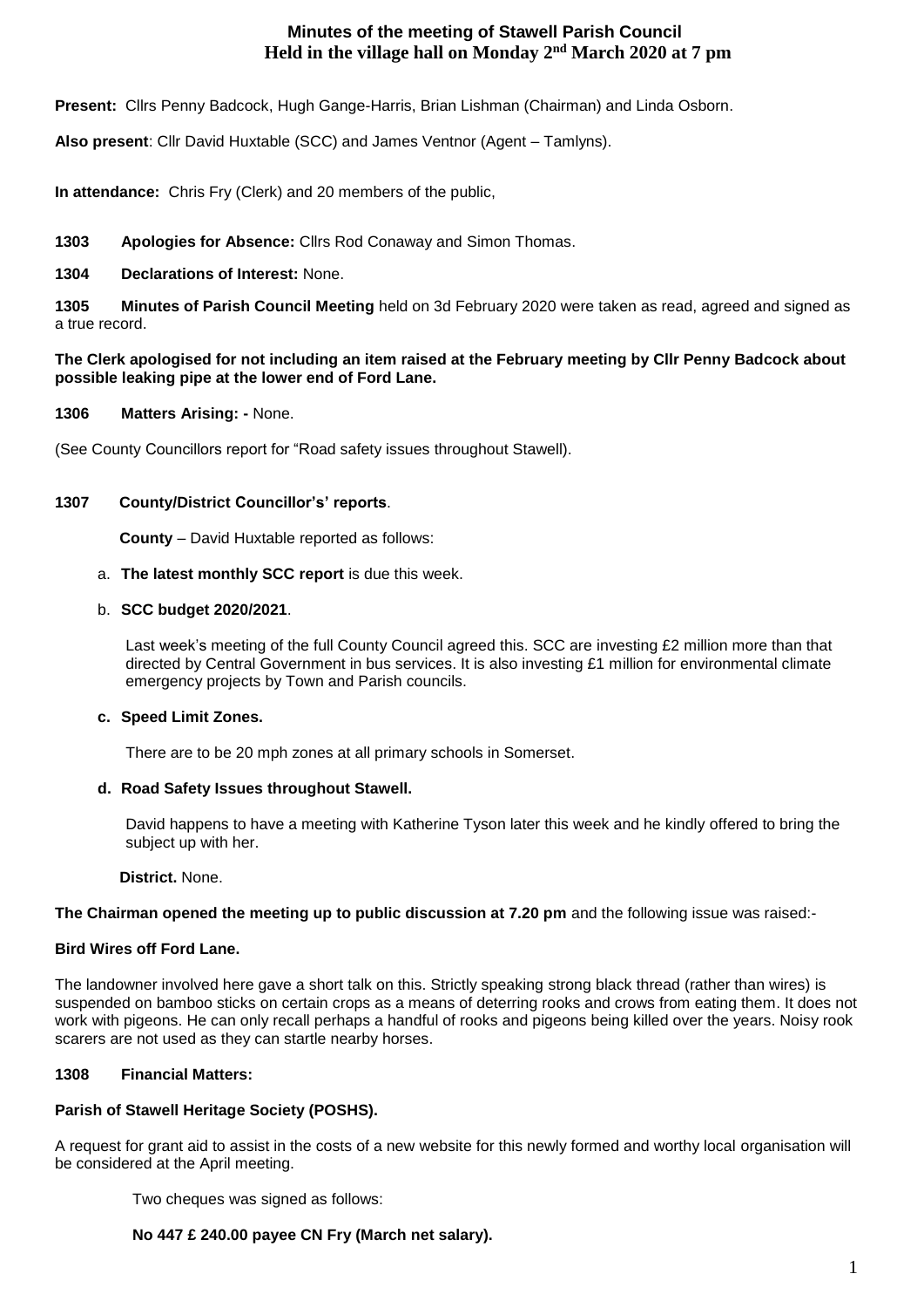# Minutes of the meeting of Stawell Parish Council
## Held in the village hall on Monday 2nd March 2020 at 7 pm

**Present:** Cllrs Penny Badcock, Hugh Gange-Harris, Brian Lishman (Chairman) and Linda Osborn.

**Also present**: Cllr David Huxtable (SCC) and James Ventnor (Agent – Tamlyns).

**In attendance:** Chris Fry (Clerk) and 20 members of the public,

**1303 Apologies for Absence:** Cllrs Rod Conaway and Simon Thomas.

**1304 Declarations of Interest:** None.

**1305 Minutes of Parish Council Meeting** held on 3d February 2020 were taken as read, agreed and signed as a true record.

**The Clerk apologised for not including an item raised at the February meeting by Cllr Penny Badcock about possible leaking pipe at the lower end of Ford Lane.**

**1306 Matters Arising: -** None.

(See County Councillors report for "Road safety issues throughout Stawell).

**1307 County/District Councillor's' reports**.

**County** – David Huxtable reported as follows:

a. **The latest monthly SCC report** is due this week.

b. **SCC budget 2020/2021**.

   Last week's meeting of the full County Council agreed this. SCC are investing £2 million more than that directed by Central Government in bus services. It is also investing £1 million for environmental climate emergency projects by Town and Parish councils.

c. **Speed Limit Zones.**

   There are to be 20 mph zones at all primary schools in Somerset.

d. **Road Safety Issues throughout Stawell.**

   David happens to have a meeting with Katherine Tyson later this week and he kindly offered to bring the subject up with her.

**District.** None.

**The Chairman opened the meeting up to public discussion at 7.20 pm** and the following issue was raised:-

**Bird Wires off Ford Lane.**

The landowner involved here gave a short talk on this. Strictly speaking strong black thread (rather than wires) is suspended on bamboo sticks on certain crops as a means of deterring rooks and crows from eating them. It does not work with pigeons. He can only recall perhaps a handful of rooks and pigeons being killed over the years. Noisy rook scarers are not used as they can startle nearby horses.

**1308 Financial Matters:**

**Parish of Stawell Heritage Society (POSHS).**

A request for grant aid to assist in the costs of a new website for this newly formed and worthy local organisation will be considered at the April meeting.

Two cheques was signed as follows:

**No 447 £ 240.00 payee CN Fry (March net salary).**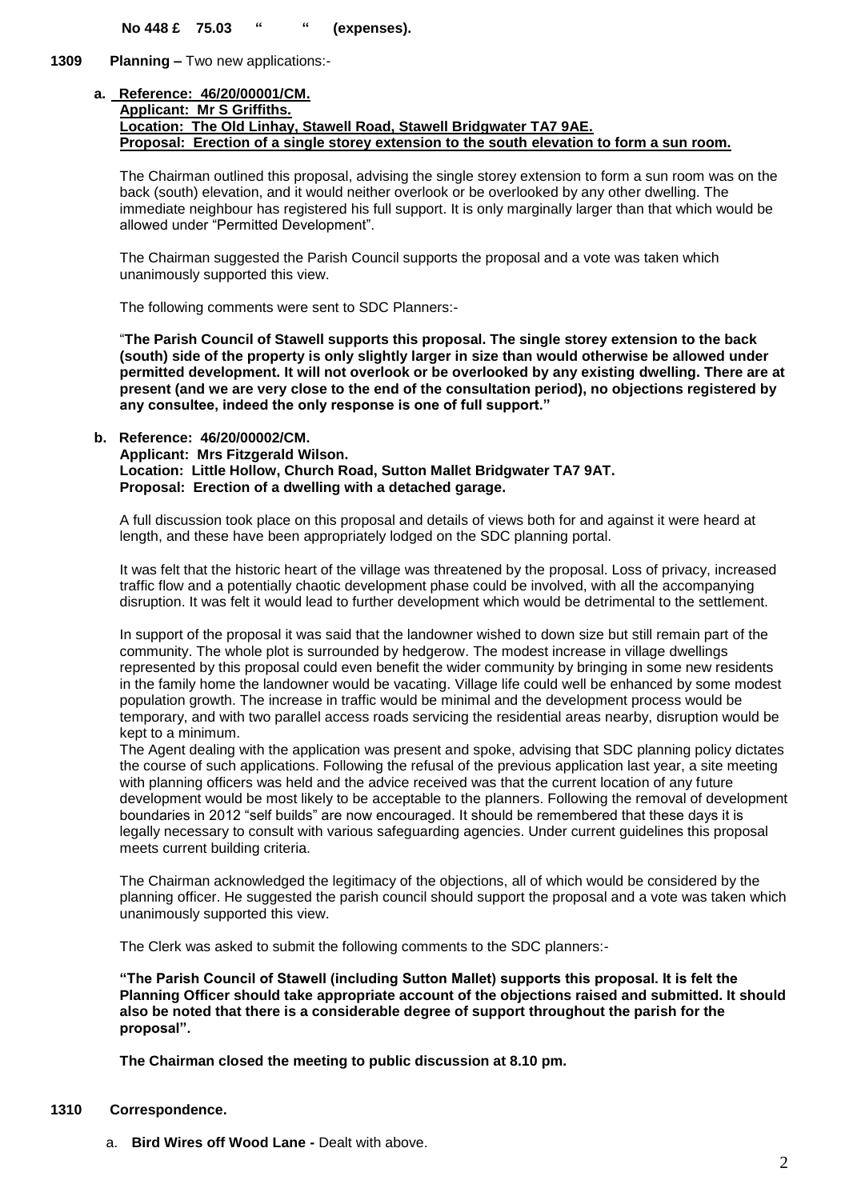**No 448 £ 75.03 " " (expenses).**

**1309 Planning –** Two new applications:-

**a. Reference: 46/20/00001/CM.**
**Applicant: Mr S Griffiths.**
**Location: The Old Linhay, Stawell Road, Stawell Bridgwater TA7 9AE.**
**Proposal: Erection of a single storey extension to the south elevation to form a sun room.**

The Chairman outlined this proposal, advising the single storey extension to form a sun room was on the back (south) elevation, and it would neither overlook or be overlooked by any other dwelling. The immediate neighbour has registered his full support. It is only marginally larger than that which would be allowed under "Permitted Development".

The Chairman suggested the Parish Council supports the proposal and a vote was taken which unanimously supported this view.

The following comments were sent to SDC Planners:-

"**The Parish Council of Stawell supports this proposal. The single storey extension to the back (south) side of the property is only slightly larger in size than would otherwise be allowed under permitted development. It will not overlook or be overlooked by any existing dwelling. There are at present (and we are very close to the end of the consultation period), no objections registered by any consultee, indeed the only response is one of full support."**

**b. Reference: 46/20/00002/CM.**
**Applicant: Mrs Fitzgerald Wilson.**
**Location: Little Hollow, Church Road, Sutton Mallet Bridgwater TA7 9AT.**
**Proposal: Erection of a dwelling with a detached garage.**

A full discussion took place on this proposal and details of views both for and against it were heard at length, and these have been appropriately lodged on the SDC planning portal.

It was felt that the historic heart of the village was threatened by the proposal. Loss of privacy, increased traffic flow and a potentially chaotic development phase could be involved, with all the accompanying disruption. It was felt it would lead to further development which would be detrimental to the settlement.

In support of the proposal it was said that the landowner wished to down size but still remain part of the community. The whole plot is surrounded by hedgerow. The modest increase in village dwellings represented by this proposal could even benefit the wider community by bringing in some new residents in the family home the landowner would be vacating. Village life could well be enhanced by some modest population growth. The increase in traffic would be minimal and the development process would be temporary, and with two parallel access roads servicing the residential areas nearby, disruption would be kept to a minimum.

The Agent dealing with the application was present and spoke, advising that SDC planning policy dictates the course of such applications. Following the refusal of the previous application last year, a site meeting with planning officers was held and the advice received was that the current location of any future development would be most likely to be acceptable to the planners. Following the removal of development boundaries in 2012 "self builds" are now encouraged. It should be remembered that these days it is legally necessary to consult with various safeguarding agencies. Under current guidelines this proposal meets current building criteria.

The Chairman acknowledged the legitimacy of the objections, all of which would be considered by the planning officer. He suggested the parish council should support the proposal and a vote was taken which unanimously supported this view.

The Clerk was asked to submit the following comments to the SDC planners:-

**"The Parish Council of Stawell (including Sutton Mallet) supports this proposal. It is felt the Planning Officer should take appropriate account of the objections raised and submitted. It should also be noted that there is a considerable degree of support throughout the parish for the proposal".**

**The Chairman closed the meeting to public discussion at 8.10 pm.**

**1310 Correspondence.**

a. **Bird Wires off Wood Lane -** Dealt with above.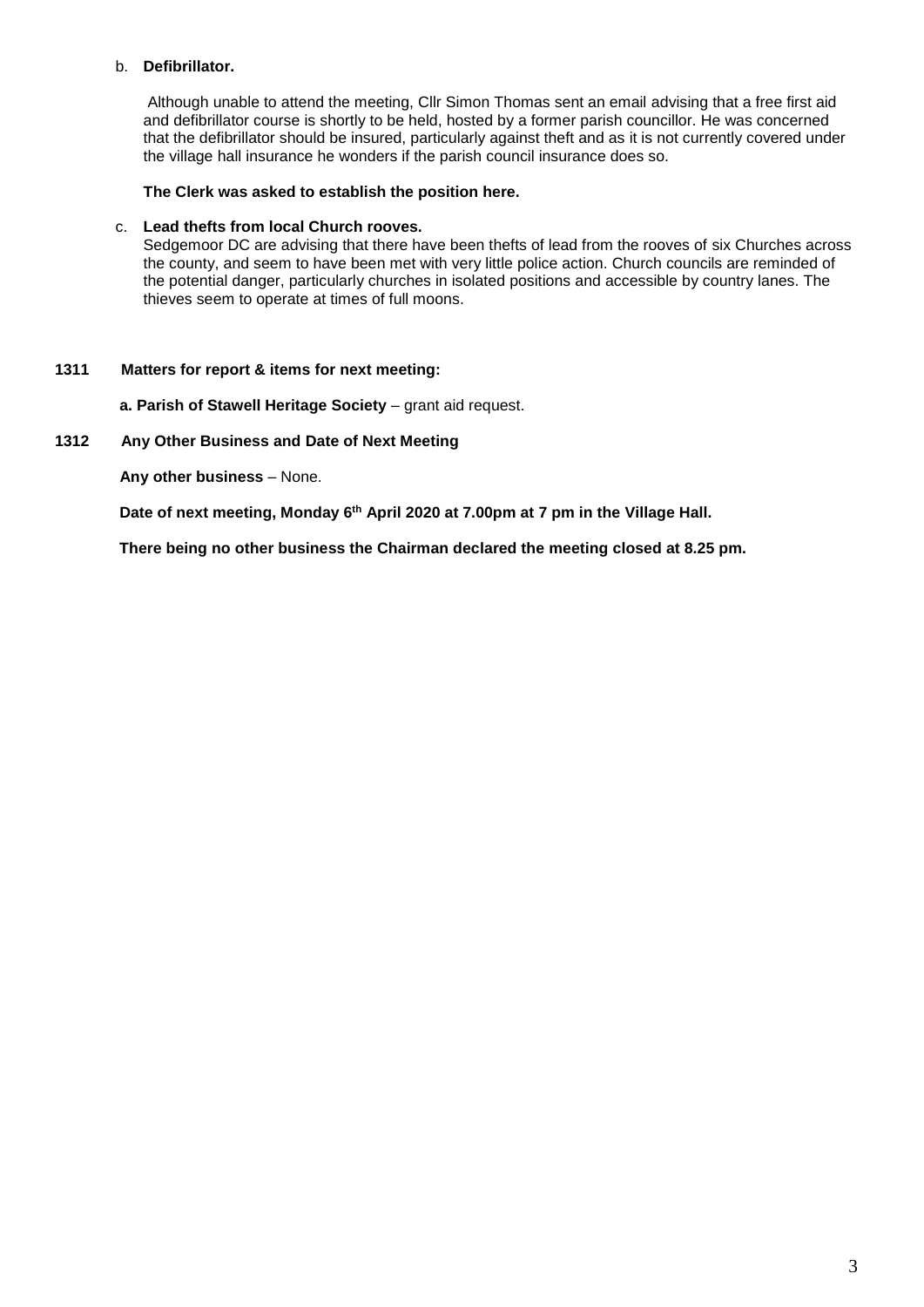b. **Defibrillator.**

Although unable to attend the meeting, Cllr Simon Thomas sent an email advising that a free first aid and defibrillator course is shortly to be held, hosted by a former parish councillor. He was concerned that the defibrillator should be insured, particularly against theft and as it is not currently covered under the village hall insurance he wonders if the parish council insurance does so.

**The Clerk was asked to establish the position here.**

c. **Lead thefts from local Church rooves.**

Sedgemoor DC are advising that there have been thefts of lead from the rooves of six Churches across the county, and seem to have been met with very little police action. Church councils are reminded of the potential danger, particularly churches in isolated positions and accessible by country lanes. The thieves seem to operate at times of full moons.

**1311 Matters for report & items for next meeting:**

**a. Parish of Stawell Heritage Society** – grant aid request.

**1312 Any Other Business and Date of Next Meeting**

**Any other business** – None.

**Date of next meeting, Monday 6th April 2020 at 7.00pm at 7 pm in the Village Hall.**

**There being no other business the Chairman declared the meeting closed at 8.25 pm.**